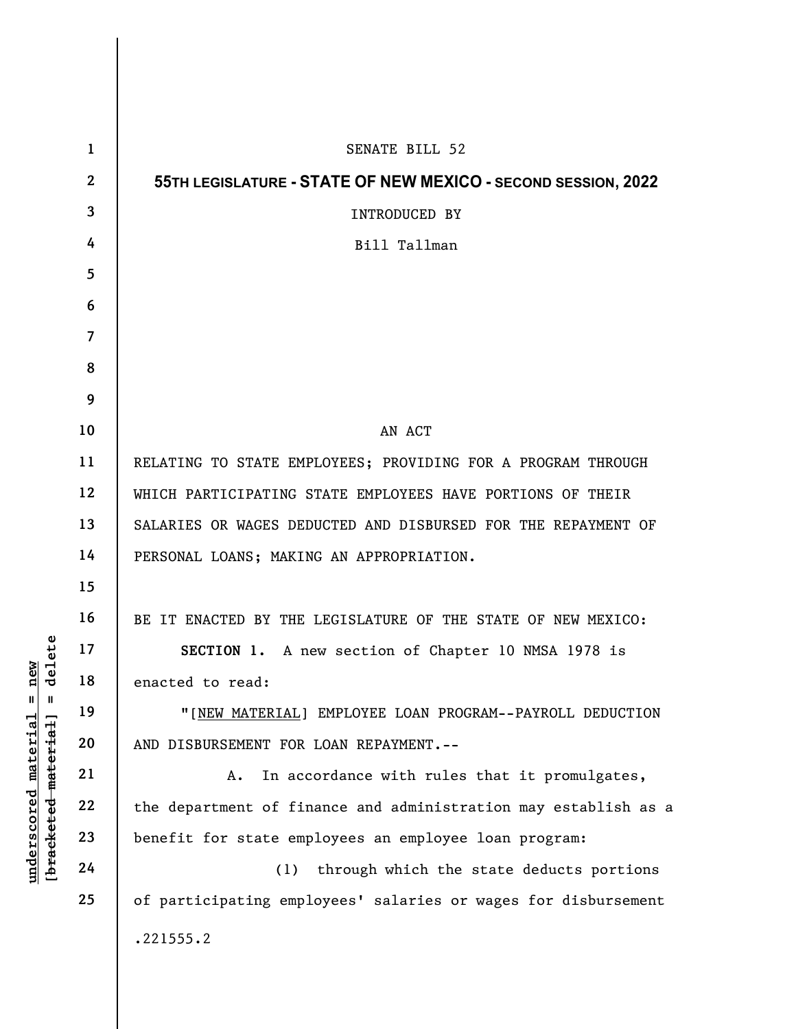SENATE BILL 52

**55TH LEGISLATURE - STATE OF NEW MEXICO - SECOND SESSION, 2022**

INTRODUCED BY

Bill Tallman

AN ACT

RELATING TO STATE EMPLOYEES; PROVIDING FOR A PROGRAM THROUGH WHICH PARTICIPATING STATE EMPLOYEES HAVE PORTIONS OF THEIR SALARIES OR WAGES DEDUCTED AND DISBURSED FOR THE REPAYMENT OF PERSONAL LOANS; MAKING AN APPROPRIATION.

BE IT ENACTED BY THE LEGISLATURE OF THE STATE OF NEW MEXICO:

**SECTION 1.** A new section of Chapter 10 NMSA 1978 is enacted to read:

"[NEW MATERIAL] EMPLOYEE LOAN PROGRAM--PAYROLL DEDUCTION AND DISBURSEMENT FOR LOAN REPAYMENT.--

A. In accordance with rules that it promulgates, the department of finance and administration may establish as a benefit for state employees an employee loan program:

(1) through which the state deducts portions of participating employees' salaries or wages for disbursement

.221555.2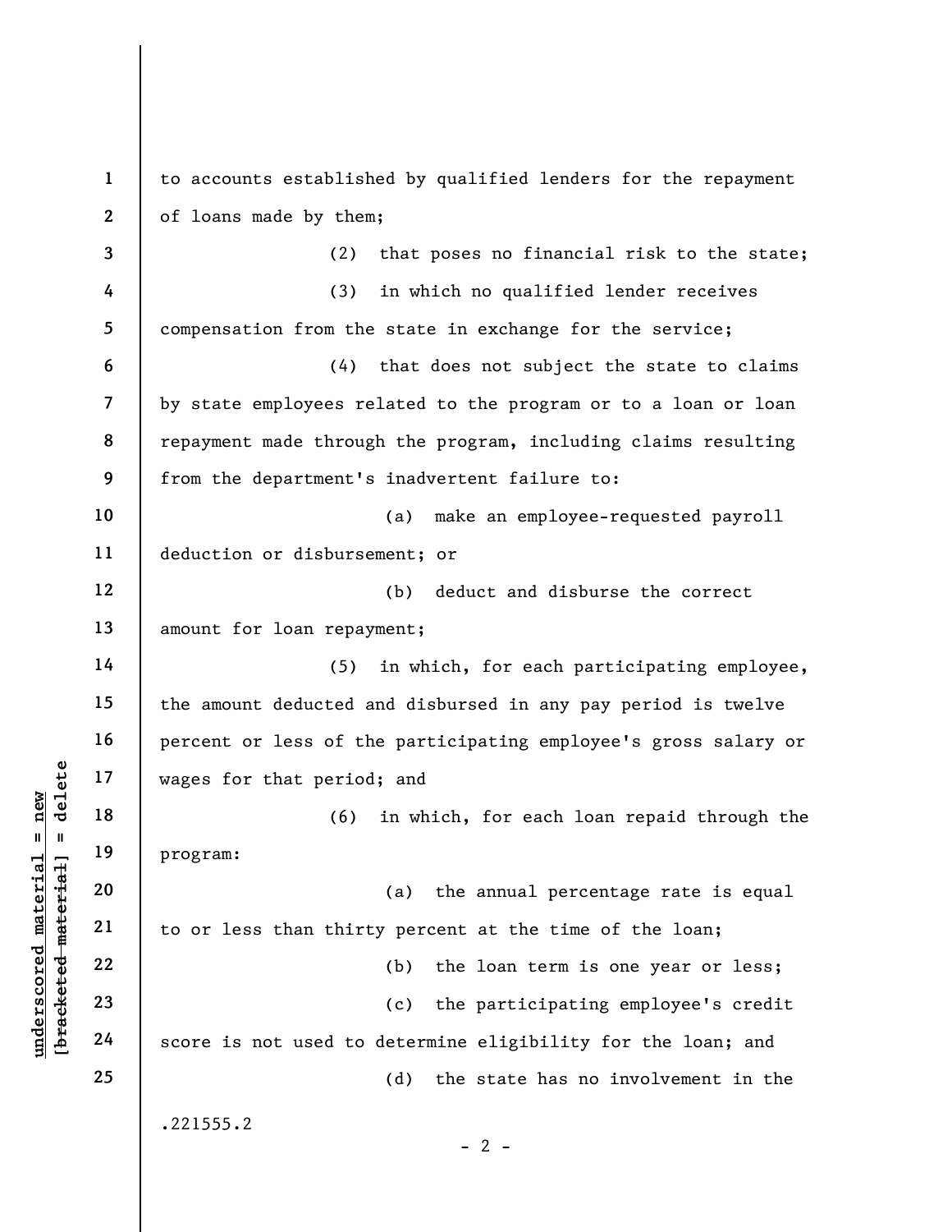to accounts established by qualified lenders for the repayment of loans made by them;

(2) that poses no financial risk to the state;

(3) in which no qualified lender receives compensation from the state in exchange for the service;

(4) that does not subject the state to claims by state employees related to the program or to a loan or loan repayment made through the program, including claims resulting from the department's inadvertent failure to:

(a) make an employee-requested payroll deduction or disbursement; or

(b) deduct and disburse the correct amount for loan repayment;

(5) in which, for each participating employee, the amount deducted and disbursed in any pay period is twelve percent or less of the participating employee's gross salary or wages for that period; and

(6) in which, for each loan repaid through the program:

(a) the annual percentage rate is equal to or less than thirty percent at the time of the loan;

(b) the loan term is one year or less;

(c) the participating employee's credit score is not used to determine eligibility for the loan; and

(d) the state has no involvement in the

.221555.2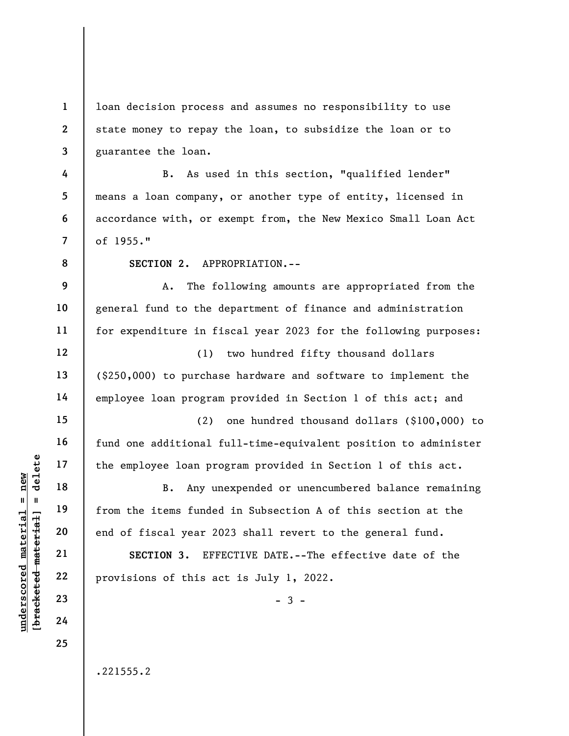loan decision process and assumes no responsibility to use state money to repay the loan, to subsidize the loan or to guarantee the loan.

B. As used in this section, "qualified lender" means a loan company, or another type of entity, licensed in accordance with, or exempt from, the New Mexico Small Loan Act of 1955."

**SECTION 2.** APPROPRIATION.--

A. The following amounts are appropriated from the general fund to the department of finance and administration for expenditure in fiscal year 2023 for the following purposes:

(1) two hundred fifty thousand dollars ($250,000) to purchase hardware and software to implement the employee loan program provided in Section 1 of this act; and

(2) one hundred thousand dollars ($100,000) to fund one additional full-time-equivalent position to administer the employee loan program provided in Section 1 of this act.

B. Any unexpended or unencumbered balance remaining from the items funded in Subsection A of this section at the end of fiscal year 2023 shall revert to the general fund.

**SECTION 3.** EFFECTIVE DATE.--The effective date of the provisions of this act is July 1, 2022.

.221555.2